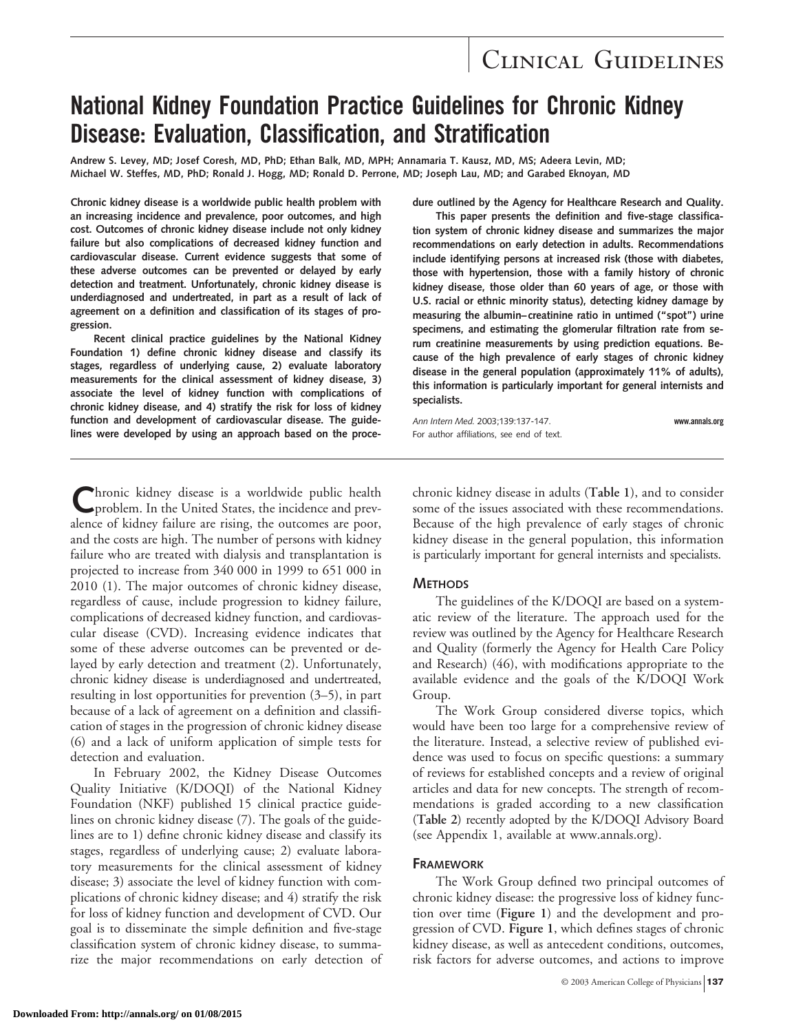# National Kidney Foundation Practice Guidelines for Chronic Kidney Disease: Evaluation, Classification, and Stratification

Andrew S. Levey, MD; Josef Coresh, MD, PhD; Ethan Balk, MD, MPH; Annamaria T. Kausz, MD, MS; Adeera Levin, MD; Michael W. Steffes, MD, PhD; Ronald J. Hogg, MD; Ronald D. Perrone, MD; Joseph Lau, MD; and Garabed Eknoyan, MD

**Chronic kidney disease is a worldwide public health problem with an increasing incidence and prevalence, poor outcomes, and high cost. Outcomes of chronic kidney disease include not only kidney failure but also complications of decreased kidney function and cardiovascular disease. Current evidence suggests that some of these adverse outcomes can be prevented or delayed by early detection and treatment. Unfortunately, chronic kidney disease is underdiagnosed and undertreated, in part as a result of lack of agreement on a definition and classification of its stages of progression.**

**Recent clinical practice guidelines by the National Kidney Foundation 1) define chronic kidney disease and classify its stages, regardless of underlying cause, 2) evaluate laboratory measurements for the clinical assessment of kidney disease, 3) associate the level of kidney function with complications of chronic kidney disease, and 4) stratify the risk for loss of kidney function and development of cardiovascular disease. The guidelines were developed by using an approach based on the procedure outlined by the Agency for Healthcare Research and Quality.**

**This paper presents the definition and five-stage classification system of chronic kidney disease and summarizes the major recommendations on early detection in adults. Recommendations include identifying persons at increased risk (those with diabetes, those with hypertension, those with a family history of chronic kidney disease, those older than 60 years of age, or those with U.S. racial or ethnic minority status), detecting kidney damage by measuring the albumin–creatinine ratio in untimed ("spot") urine specimens, and estimating the glomerular filtration rate from serum creatinine measurements by using prediction equations. Because of the high prevalence of early stages of chronic kidney disease in the general population (approximately 11% of adults), this information is particularly important for general internists and specialists.**

*Ann Intern Med.* 2003;139:137-147. www.annals.org
For author affiliations, see end of text.

Chronic kidney disease is a worldwide public health problem. In the United States, the incidence and prevalence of kidney failure are rising, the outcomes are poor, and the costs are high. The number of persons with kidney failure who are treated with dialysis and transplantation is projected to increase from 340 000 in 1999 to 651 000 in 2010 (1). The major outcomes of chronic kidney disease, regardless of cause, include progression to kidney failure, complications of decreased kidney function, and cardiovascular disease (CVD). Increasing evidence indicates that some of these adverse outcomes can be prevented or delayed by early detection and treatment (2). Unfortunately, chronic kidney disease is underdiagnosed and undertreated, resulting in lost opportunities for prevention (3–5), in part because of a lack of agreement on a definition and classification of stages in the progression of chronic kidney disease (6) and a lack of uniform application of simple tests for detection and evaluation.

In February 2002, the Kidney Disease Outcomes Quality Initiative (K/DOQI) of the National Kidney Foundation (NKF) published 15 clinical practice guidelines on chronic kidney disease (7). The goals of the guidelines are to 1) define chronic kidney disease and classify its stages, regardless of underlying cause; 2) evaluate laboratory measurements for the clinical assessment of kidney disease; 3) associate the level of kidney function with complications of chronic kidney disease; and 4) stratify the risk for loss of kidney function and development of CVD. Our goal is to disseminate the simple definition and five-stage classification system of chronic kidney disease, to summarize the major recommendations on early detection of chronic kidney disease in adults (**Table 1**), and to consider some of the issues associated with these recommendations. Because of the high prevalence of early stages of chronic kidney disease in the general population, this information is particularly important for general internists and specialists.

## Methods

The guidelines of the K/DOQI are based on a systematic review of the literature. The approach used for the review was outlined by the Agency for Healthcare Research and Quality (formerly the Agency for Health Care Policy and Research) (46), with modifications appropriate to the available evidence and the goals of the K/DOQI Work Group.

The Work Group considered diverse topics, which would have been too large for a comprehensive review of the literature. Instead, a selective review of published evidence was used to focus on specific questions: a summary of reviews for established concepts and a review of original articles and data for new concepts. The strength of recommendations is graded according to a new classification (**Table 2**) recently adopted by the K/DOQI Advisory Board (see Appendix 1, available at www.annals.org).

## Framework

The Work Group defined two principal outcomes of chronic kidney disease: the progressive loss of kidney function over time (**Figure 1**) and the development and progression of CVD. **Figure 1**, which defines stages of chronic kidney disease, as well as antecedent conditions, outcomes, risk factors for adverse outcomes, and actions to improve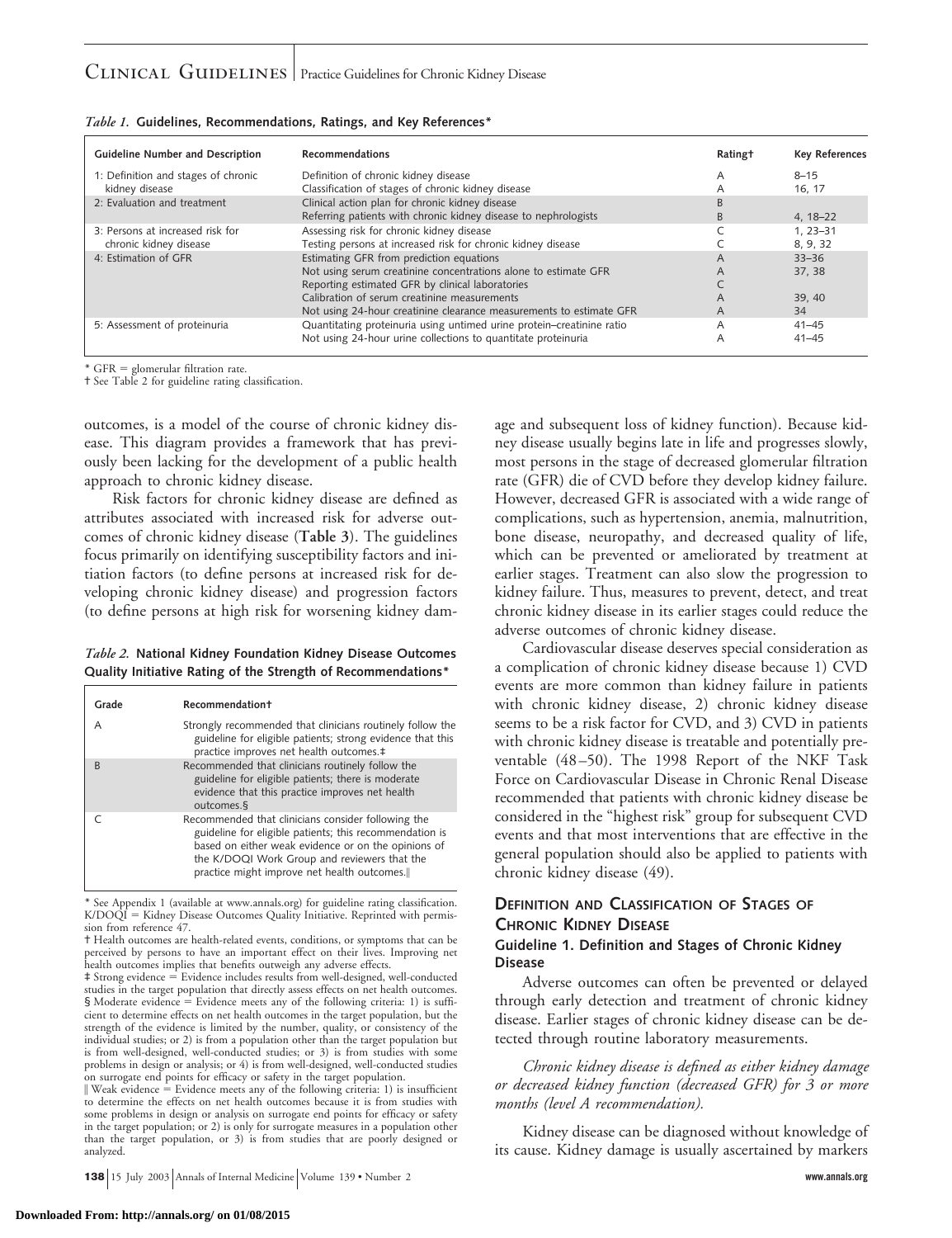*Table 1.* **Guidelines, Recommendations, Ratings, and Key References***

| Guideline Number and Description | Recommendations | Rating† | Key References |
|---|---|---|---|
| 1: Definition and stages of chronic kidney disease | Definition of chronic kidney disease | A | 8–15 |
| | Classification of stages of chronic kidney disease | A | 16, 17 |
| 2: Evaluation and treatment | Clinical action plan for chronic kidney disease | B | |
| | Referring patients with chronic kidney disease to nephrologists | B | 4, 18–22 |
| 3: Persons at increased risk for chronic kidney disease | Assessing risk for chronic kidney disease | C | 1, 23–31 |
| | Testing persons at increased risk for chronic kidney disease | C | 8, 9, 32 |
| 4: Estimation of GFR | Estimating GFR from prediction equations | A | 33–36 |
| | Not using serum creatinine concentrations alone to estimate GFR | A | 37, 38 |
| | Reporting estimated GFR by clinical laboratories | C | |
| | Calibration of serum creatinine measurements | A | 39, 40 |
| | Not using 24-hour creatinine clearance measurements to estimate GFR | A | 34 |
| 5: Assessment of proteinuria | Quantitating proteinuria using untimed urine protein–creatinine ratio | A | 41–45 |
| | Not using 24-hour urine collections to quantitate proteinuria | A | 41–45 |

* GFR = glomerular filtration rate.
† See Table 2 for guideline rating classification.

outcomes, is a model of the course of chronic kidney disease. This diagram provides a framework that has previously been lacking for the development of a public health approach to chronic kidney disease.

Risk factors for chronic kidney disease are defined as attributes associated with increased risk for adverse outcomes of chronic kidney disease (**Table 3**). The guidelines focus primarily on identifying susceptibility factors and initiation factors (to define persons at increased risk for developing chronic kidney disease) and progression factors (to define persons at high risk for worsening kidney damage and subsequent loss of kidney function). Because kidney disease usually begins late in life and progresses slowly, most persons in the stage of decreased glomerular filtration rate (GFR) die of CVD before they develop kidney failure. However, decreased GFR is associated with a wide range of complications, such as hypertension, anemia, malnutrition, bone disease, neuropathy, and decreased quality of life, which can be prevented or ameliorated by treatment at earlier stages. Treatment can also slow the progression to kidney failure. Thus, measures to prevent, detect, and treat chronic kidney disease in its earlier stages could reduce the adverse outcomes of chronic kidney disease.

*Table 2.* **National Kidney Foundation Kidney Disease Outcomes Quality Initiative Rating of the Strength of Recommendations***

| Grade | Recommendation† |
|---|---|
| A | Strongly recommended that clinicians routinely follow the guideline for eligible patients; strong evidence that this practice improves net health outcomes.‡ |
| B | Recommended that clinicians routinely follow the guideline for eligible patients; there is moderate evidence that this practice improves net health outcomes.§ |
| C | Recommended that clinicians consider following the guideline for eligible patients; this recommendation is based on either weak evidence or on the opinions of the K/DOQI Work Group and reviewers that the practice might improve net health outcomes.‖ |

* See Appendix 1 (available at www.annals.org) for guideline rating classification. K/DOQI = Kidney Disease Outcomes Quality Initiative. Reprinted with permission from reference 47.
† Health outcomes are health-related events, conditions, or symptoms that can be perceived by persons to have an important effect on their lives. Improving net health outcomes implies that benefits outweigh any adverse effects.
‡ Strong evidence = Evidence includes results from well-designed, well-conducted studies in the target population that directly assess effects on net health outcomes.
§ Moderate evidence = Evidence meets any of the following criteria: 1) is sufficient to determine effects on net health outcomes in the target population, but the strength of the evidence is limited by the number, quality, or consistency of the individual studies; or 2) is from a population other than the target population but is from well-designed, well-conducted studies; or 3) is from studies with some problems in design or analysis; or 4) is from well-designed, well-conducted studies on surrogate end points for efficacy or safety in the target population.
‖ Weak evidence = Evidence meets any of the following criteria: 1) is insufficient to determine the effects on net health outcomes because it is from studies with some problems in design or analysis on surrogate end points for efficacy or safety in the target population; or 2) is only for surrogate measures in a population other than the target population, or 3) is from studies that are poorly designed or analyzed.

Cardiovascular disease deserves special consideration as a complication of chronic kidney disease because 1) CVD events are more common than kidney failure in patients with chronic kidney disease, 2) chronic kidney disease seems to be a risk factor for CVD, and 3) CVD in patients with chronic kidney disease is treatable and potentially preventable (48–50). The 1998 Report of the NKF Task Force on Cardiovascular Disease in Chronic Renal Disease recommended that patients with chronic kidney disease be considered in the "highest risk" group for subsequent CVD events and that most interventions that are effective in the general population should also be applied to patients with chronic kidney disease (49).

## Definition and Classification of Stages of Chronic Kidney Disease

### Guideline 1. Definition and Stages of Chronic Kidney Disease

Adverse outcomes can often be prevented or delayed through early detection and treatment of chronic kidney disease. Earlier stages of chronic kidney disease can be detected through routine laboratory measurements.

*Chronic kidney disease is defined as either kidney damage or decreased kidney function (decreased GFR) for 3 or more months (level A recommendation).*

Kidney disease can be diagnosed without knowledge of its cause. Kidney damage is usually ascertained by markers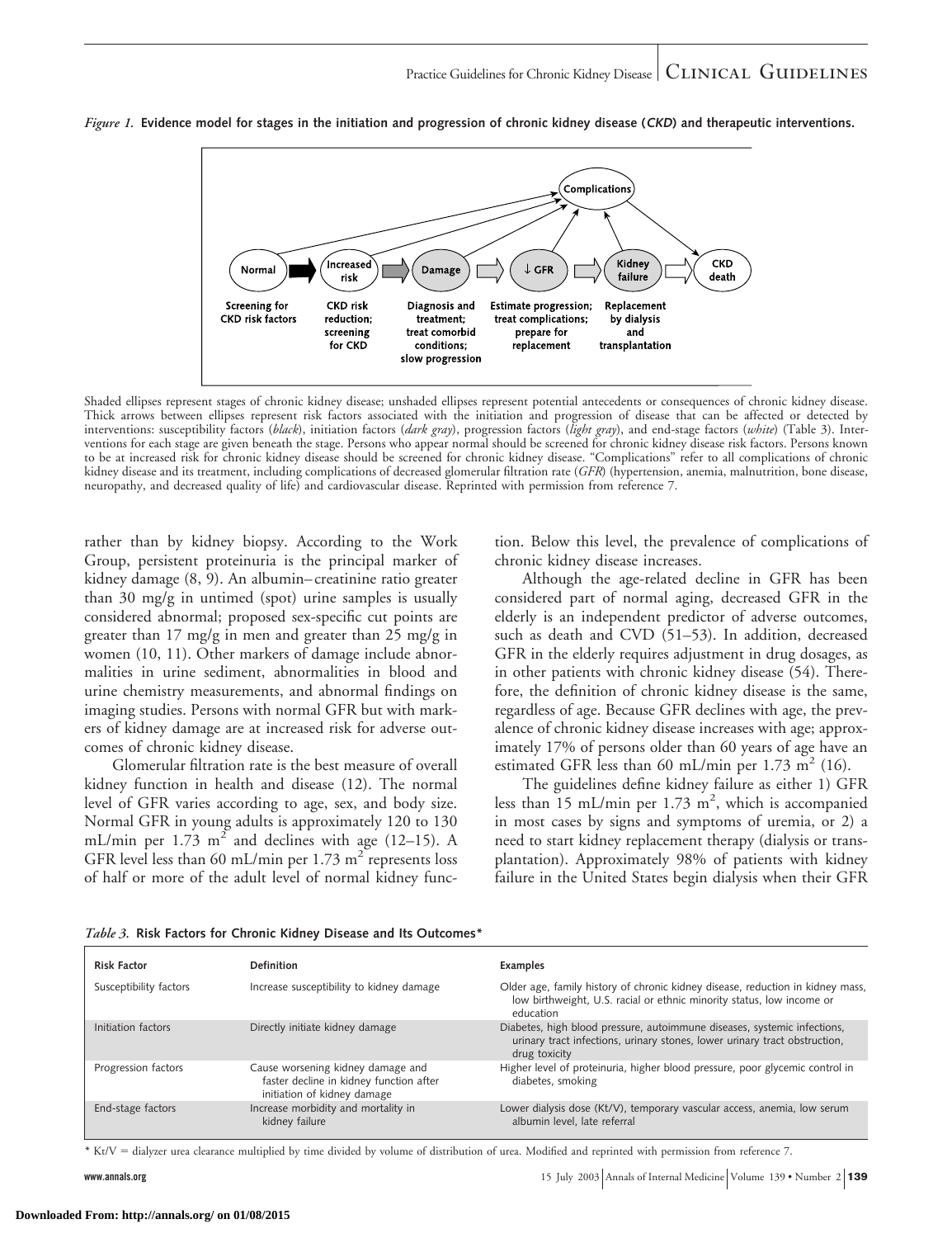*Figure 1.* **Evidence model for stages in the initiation and progression of chronic kidney disease (*CKD*) and therapeutic interventions.**

Normal → Increased risk → Damage → ↓ GFR → Kidney failure → CKD death; Complications

Screening for CKD risk factors | CKD risk reduction; screening for CKD | Diagnosis and treatment; treat comorbid conditions; slow progression | Estimate progression; treat complications; prepare for replacement | Replacement by dialysis and transplantation

Shaded ellipses represent stages of chronic kidney disease; unshaded ellipses represent potential antecedents or consequences of chronic kidney disease. Thick arrows between ellipses represent risk factors associated with the initiation and progression of disease that can be affected or detected by interventions: susceptibility factors (*black*), initiation factors (*dark gray*), progression factors (*light gray*), and end-stage factors (*white*) (Table 3). Interventions for each stage are given beneath the stage. Persons who appear normal should be screened for chronic kidney disease risk factors. Persons known to be at increased risk for chronic kidney disease should be screened for chronic kidney disease. "Complications" refer to all complications of chronic kidney disease and its treatment, including complications of decreased glomerular filtration rate (*GFR*) (hypertension, anemia, malnutrition, bone disease, neuropathy, and decreased quality of life) and cardiovascular disease. Reprinted with permission from reference 7.

rather than by kidney biopsy. According to the Work Group, persistent proteinuria is the principal marker of kidney damage (8, 9). An albumin–creatinine ratio greater than 30 mg/g in untimed (spot) urine samples is usually considered abnormal; proposed sex-specific cut points are greater than 17 mg/g in men and greater than 25 mg/g in women (10, 11). Other markers of damage include abnormalities in urine sediment, abnormalities in blood and urine chemistry measurements, and abnormal findings on imaging studies. Persons with normal GFR but with markers of kidney damage are at increased risk for adverse outcomes of chronic kidney disease.

Glomerular filtration rate is the best measure of overall kidney function in health and disease (12). The normal level of GFR varies according to age, sex, and body size. Normal GFR in young adults is approximately 120 to 130 mL/min per 1.73 $m^2$ and declines with age (12–15). A GFR level less than 60 mL/min per 1.73 $m^2$ represents loss of half or more of the adult level of normal kidney function. Below this level, the prevalence of complications of chronic kidney disease increases.

Although the age-related decline in GFR has been considered part of normal aging, decreased GFR in the elderly is an independent predictor of adverse outcomes, such as death and CVD (51–53). In addition, decreased GFR in the elderly requires adjustment in drug dosages, as in other patients with chronic kidney disease (54). Therefore, the definition of chronic kidney disease is the same, regardless of age. Because GFR declines with age, the prevalence of chronic kidney disease increases with age; approximately 17% of persons older than 60 years of age have an estimated GFR less than 60 mL/min per 1.73 $m^2$ (16).

The guidelines define kidney failure as either 1) GFR less than 15 mL/min per 1.73 $m^2$, which is accompanied in most cases by signs and symptoms of uremia, or 2) a need to start kidney replacement therapy (dialysis or transplantation). Approximately 98% of patients with kidney failure in the United States begin dialysis when their GFR

*Table 3.* **Risk Factors for Chronic Kidney Disease and Its Outcomes***

| Risk Factor | Definition | Examples |
|---|---|---|
| Susceptibility factors | Increase susceptibility to kidney damage | Older age, family history of chronic kidney disease, reduction in kidney mass, low birthweight, U.S. racial or ethnic minority status, low income or education |
| Initiation factors | Directly initiate kidney damage | Diabetes, high blood pressure, autoimmune diseases, systemic infections, urinary tract infections, urinary stones, lower urinary tract obstruction, drug toxicity |
| Progression factors | Cause worsening kidney damage and faster decline in kidney function after initiation of kidney damage | Higher level of proteinuria, higher blood pressure, poor glycemic control in diabetes, smoking |
| End-stage factors | Increase morbidity and mortality in kidney failure | Lower dialysis dose (Kt/V), temporary vascular access, anemia, low serum albumin level, late referral |

* Kt/V = dialyzer urea clearance multiplied by time divided by volume of distribution of urea. Modified and reprinted with permission from reference 7.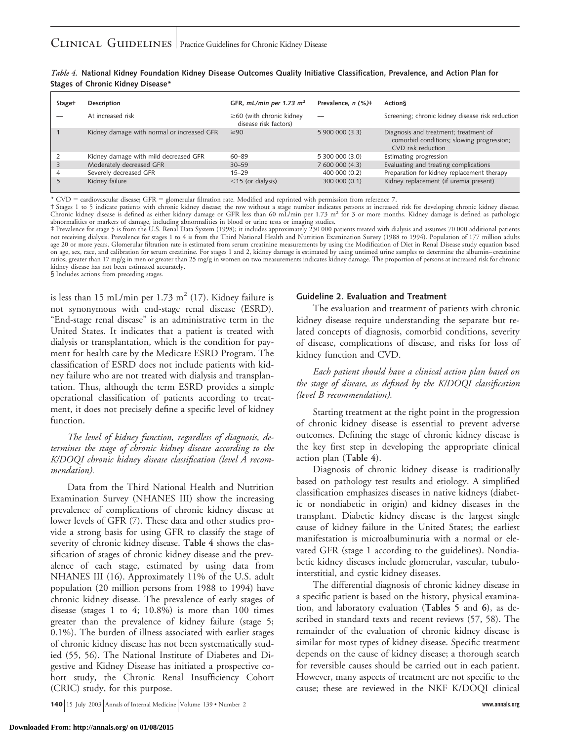*Table 4.* **National Kidney Foundation Kidney Disease Outcomes Quality Initiative Classification, Prevalence, and Action Plan for Stages of Chronic Kidney Disease***

| Stage† | Description | GFR, *mL/min per 1.73 m²* | Prevalence, *n (%)*‡ | Action§ |
|---|---|---|---|---|
| — | At increased risk | ≥60 (with chronic kidney disease risk factors) | — | Screening; chronic kidney disease risk reduction |
| 1 | Kidney damage with normal or increased GFR | ≥90 | 5 900 000 (3.3) | Diagnosis and treatment; treatment of comorbid conditions; slowing progression; CVD risk reduction |
| 2 | Kidney damage with mild decreased GFR | 60–89 | 5 300 000 (3.0) | Estimating progression |
| 3 | Moderately decreased GFR | 30–59 | 7 600 000 (4.3) | Evaluating and treating complications |
| 4 | Severely decreased GFR | 15–29 | 400 000 (0.2) | Preparation for kidney replacement therapy |
| 5 | Kidney failure | <15 (or dialysis) | 300 000 (0.1) | Kidney replacement (if uremia present) |

\* CVD = cardiovascular disease; GFR = glomerular filtration rate. Modified and reprinted with permission from reference 7.
† Stages 1 to 5 indicate patients with chronic kidney disease; the row without a stage number indicates persons at increased risk for developing chronic kidney disease. Chronic kidney disease is defined as either kidney damage or GFR less than 60 mL/min per 1.73 m² for 3 or more months. Kidney damage is defined as pathologic abnormalities or markers of damage, including abnormalities in blood or urine tests or imaging studies.
‡ Prevalence for stage 5 is from the U.S. Renal Data System (1998); it includes approximately 230 000 patients treated with dialysis and assumes 70 000 additional patients not receiving dialysis. Prevalence for stages 1 to 4 is from the Third National Health and Nutrition Examination Survey (1988 to 1994). Population of 177 million adults age 20 or more years. Glomerular filtration rate is estimated from serum creatinine measurements by using the Modification of Diet in Renal Disease study equation based on age, sex, race, and calibration for serum creatinine. For stages 1 and 2, kidney damage is estimated by using untimed urine samples to determine the albumin–creatinine ratios; greater than 17 mg/g in men or greater than 25 mg/g in women on two measurements indicates kidney damage. The proportion of persons at increased risk for chronic kidney disease has not been estimated accurately.
§ Includes actions from preceding stages.

is less than 15 mL/min per 1.73 m² (17). Kidney failure is not synonymous with end-stage renal disease (ESRD). "End-stage renal disease" is an administrative term in the United States. It indicates that a patient is treated with dialysis or transplantation, which is the condition for payment for health care by the Medicare ESRD Program. The classification of ESRD does not include patients with kidney failure who are not treated with dialysis and transplantation. Thus, although the term ESRD provides a simple operational classification of patients according to treatment, it does not precisely define a specific level of kidney function.

*The level of kidney function, regardless of diagnosis, determines the stage of chronic kidney disease according to the K/DOQI chronic kidney disease classification (level A recommendation).*

Data from the Third National Health and Nutrition Examination Survey (NHANES III) show the increasing prevalence of complications of chronic kidney disease at lower levels of GFR (7). These data and other studies provide a strong basis for using GFR to classify the stage of severity of chronic kidney disease. **Table 4** shows the classification of stages of chronic kidney disease and the prevalence of each stage, estimated by using data from NHANES III (16). Approximately 11% of the U.S. adult population (20 million persons from 1988 to 1994) have chronic kidney disease. The prevalence of early stages of disease (stages 1 to 4; 10.8%) is more than 100 times greater than the prevalence of kidney failure (stage 5; 0.1%). The burden of illness associated with earlier stages of chronic kidney disease has not been systematically studied (55, 56). The National Institute of Diabetes and Digestive and Kidney Disease has initiated a prospective cohort study, the Chronic Renal Insufficiency Cohort (CRIC) study, for this purpose.

### Guideline 2. Evaluation and Treatment

The evaluation and treatment of patients with chronic kidney disease require understanding the separate but related concepts of diagnosis, comorbid conditions, severity of disease, complications of disease, and risks for loss of kidney function and CVD.

*Each patient should have a clinical action plan based on the stage of disease, as defined by the K/DOQI classification (level B recommendation).*

Starting treatment at the right point in the progression of chronic kidney disease is essential to prevent adverse outcomes. Defining the stage of chronic kidney disease is the key first step in developing the appropriate clinical action plan (**Table 4**).

Diagnosis of chronic kidney disease is traditionally based on pathology test results and etiology. A simplified classification emphasizes diseases in native kidneys (diabetic or nondiabetic in origin) and kidney diseases in the transplant. Diabetic kidney disease is the largest single cause of kidney failure in the United States; the earliest manifestation is microalbuminuria with a normal or elevated GFR (stage 1 according to the guidelines). Nondiabetic kidney diseases include glomerular, vascular, tubulointerstitial, and cystic kidney diseases.

The differential diagnosis of chronic kidney disease in a specific patient is based on the history, physical examination, and laboratory evaluation (**Tables 5** and **6**), as described in standard texts and recent reviews (57, 58). The remainder of the evaluation of chronic kidney disease is similar for most types of kidney disease. Specific treatment depends on the cause of kidney disease; a thorough search for reversible causes should be carried out in each patient. However, many aspects of treatment are not specific to the cause; these are reviewed in the NKF K/DOQI clinical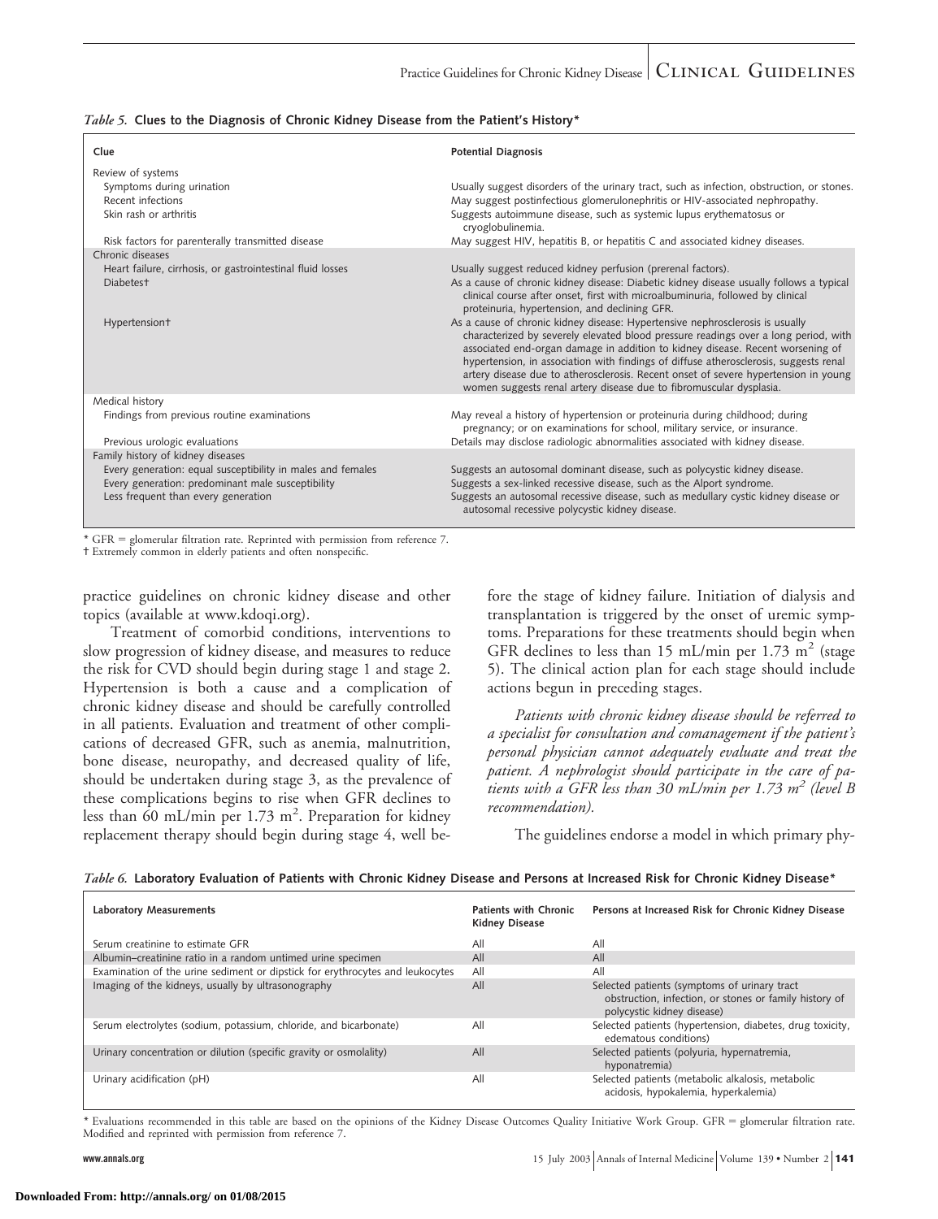*Table 5.* **Clues to the Diagnosis of Chronic Kidney Disease from the Patient's History***

| Clue | Potential Diagnosis |
|---|---|
| Review of systems | |
| Symptoms during urination | Usually suggest disorders of the urinary tract, such as infection, obstruction, or stones. |
| Recent infections | May suggest postinfectious glomerulonephritis or HIV-associated nephropathy. |
| Skin rash or arthritis | Suggests autoimmune disease, such as systemic lupus erythematosus or cryoglobulinemia. |
| Risk factors for parenterally transmitted disease | May suggest HIV, hepatitis B, or hepatitis C and associated kidney diseases. |
| Chronic diseases | |
| Heart failure, cirrhosis, or gastrointestinal fluid losses | Usually suggest reduced kidney perfusion (prerenal factors). |
| Diabetes† | As a cause of chronic kidney disease: Diabetic kidney disease usually follows a typical clinical course after onset, first with microalbuminuria, followed by clinical proteinuria, hypertension, and declining GFR. |
| Hypertension† | As a cause of chronic kidney disease: Hypertensive nephrosclerosis is usually characterized by severely elevated blood pressure readings over a long period, with associated end-organ damage in addition to kidney disease. Recent worsening of hypertension, in association with findings of diffuse atherosclerosis, suggests renal artery disease due to atherosclerosis. Recent onset of severe hypertension in young women suggests renal artery disease due to fibromuscular dysplasia. |
| Medical history | |
| Findings from previous routine examinations | May reveal a history of hypertension or proteinuria during childhood; during pregnancy; or on examinations for school, military service, or insurance. |
| Previous urologic evaluations | Details may disclose radiologic abnormalities associated with kidney disease. |
| Family history of kidney diseases | |
| Every generation: equal susceptibility in males and females | Suggests an autosomal dominant disease, such as polycystic kidney disease. |
| Every generation: predominant male susceptibility | Suggests a sex-linked recessive disease, such as the Alport syndrome. |
| Less frequent than every generation | Suggests an autosomal recessive disease, such as medullary cystic kidney disease or autosomal recessive polycystic kidney disease. |

\* GFR = glomerular filtration rate. Reprinted with permission from reference 7.
† Extremely common in elderly patients and often nonspecific.

practice guidelines on chronic kidney disease and other topics (available at www.kdoqi.org).

Treatment of comorbid conditions, interventions to slow progression of kidney disease, and measures to reduce the risk for CVD should begin during stage 1 and stage 2. Hypertension is both a cause and a complication of chronic kidney disease and should be carefully controlled in all patients. Evaluation and treatment of other complications of decreased GFR, such as anemia, malnutrition, bone disease, neuropathy, and decreased quality of life, should be undertaken during stage 3, as the prevalence of these complications begins to rise when GFR declines to less than 60 mL/min per 1.73 $m^2$. Preparation for kidney replacement therapy should begin during stage 4, well before the stage of kidney failure. Initiation of dialysis and transplantation is triggered by the onset of uremic symptoms. Preparations for these treatments should begin when GFR declines to less than 15 mL/min per 1.73 $m^2$ (stage 5). The clinical action plan for each stage should include actions begun in preceding stages.

*Patients with chronic kidney disease should be referred to a specialist for consultation and comanagement if the patient's personal physician cannot adequately evaluate and treat the patient. A nephrologist should participate in the care of patients with a GFR less than 30 mL/min per 1.73 $m^2$ (level B recommendation).*

The guidelines endorse a model in which primary phy-

*Table 6.* **Laboratory Evaluation of Patients with Chronic Kidney Disease and Persons at Increased Risk for Chronic Kidney Disease***

| Laboratory Measurements | Patients with Chronic Kidney Disease | Persons at Increased Risk for Chronic Kidney Disease |
|---|---|---|
| Serum creatinine to estimate GFR | All | All |
| Albumin–creatinine ratio in a random untimed urine specimen | All | All |
| Examination of the urine sediment or dipstick for erythrocytes and leukocytes | All | All |
| Imaging of the kidneys, usually by ultrasonography | All | Selected patients (symptoms of urinary tract obstruction, infection, or stones or family history of polycystic kidney disease) |
| Serum electrolytes (sodium, potassium, chloride, and bicarbonate) | All | Selected patients (hypertension, diabetes, drug toxicity, edematous conditions) |
| Urinary concentration or dilution (specific gravity or osmolality) | All | Selected patients (polyuria, hypernatremia, hyponatremia) |
| Urinary acidification (pH) | All | Selected patients (metabolic alkalosis, metabolic acidosis, hypokalemia, hyperkalemia) |

\* Evaluations recommended in this table are based on the opinions of the Kidney Disease Outcomes Quality Initiative Work Group. GFR = glomerular filtration rate. Modified and reprinted with permission from reference 7.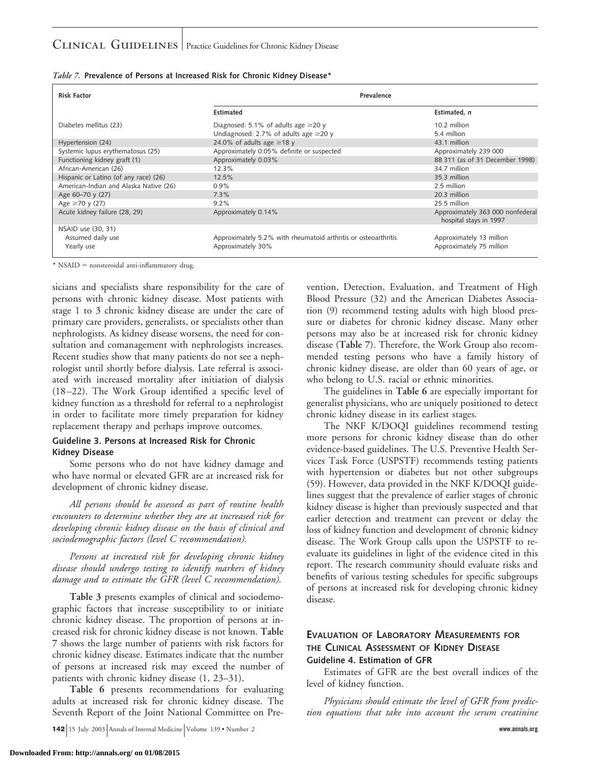*Table 7.* **Prevalence of Persons at Increased Risk for Chronic Kidney Disease***

| Risk Factor | Prevalence | |
|---|---|---|
| | **Estimated** | **Estimated, *n*** |
| Diabetes mellitus (23) | Diagnosed: 5.1% of adults age ≥20 y<br>Undiagnosed: 2.7% of adults age ≥20 y | 10.2 million<br>5.4 million |
| Hypertension (24) | 24.0% of adults age ≥18 y | 43.1 million |
| Systemic lupus erythematosus (25) | Approximately 0.05% definite or suspected | Approximately 239 000 |
| Functioning kidney graft (1) | Approximately 0.03% | 88 311 (as of 31 December 1998) |
| African-American (26) | 12.3% | 34.7 million |
| Hispanic or Latino (of any race) (26) | 12.5% | 35.3 million |
| American-Indian and Alaska Native (26) | 0.9% | 2.5 million |
| Age 60–70 y (27) | 7.3% | 20.3 million |
| Age ≥70 y (27) | 9.2% | 25.5 million |
| Acute kidney failure (28, 29) | Approximately 0.14% | Approximately 363 000 nonfederal hospital stays in 1997 |
| NSAID use (30, 31) | | |
| Assumed daily use | Approximately 5.2% with rheumatoid arthritis or osteoarthritis | Approximately 13 million |
| Yearly use | Approximately 30% | Approximately 75 million |

* NSAID = nonsteroidal anti-inflammatory drug.

sicians and specialists share responsibility for the care of persons with chronic kidney disease. Most patients with stage 1 to 3 chronic kidney disease are under the care of primary care providers, generalists, or specialists other than nephrologists. As kidney disease worsens, the need for consultation and comanagement with nephrologists increases. Recent studies show that many patients do not see a nephrologist until shortly before dialysis. Late referral is associated with increased mortality after initiation of dialysis (18–22). The Work Group identified a specific level of kidney function as a threshold for referral to a nephrologist in order to facilitate more timely preparation for kidney replacement therapy and perhaps improve outcomes.

### Guideline 3. Persons at Increased Risk for Chronic Kidney Disease

Some persons who do not have kidney damage and who have normal or elevated GFR are at increased risk for development of chronic kidney disease.

*All persons should be assessed as part of routine health encounters to determine whether they are at increased risk for developing chronic kidney disease on the basis of clinical and sociodemographic factors (level C recommendation).*

*Persons at increased risk for developing chronic kidney disease should undergo testing to identify markers of kidney damage and to estimate the GFR (level C recommendation).*

**Table 3** presents examples of clinical and sociodemographic factors that increase susceptibility to or initiate chronic kidney disease. The proportion of persons at increased risk for chronic kidney disease is not known. **Table 7** shows the large number of patients with risk factors for chronic kidney disease. Estimates indicate that the number of persons at increased risk may exceed the number of patients with chronic kidney disease (1, 23–31).

**Table 6** presents recommendations for evaluating adults at increased risk for chronic kidney disease. The Seventh Report of the Joint National Committee on Prevention, Detection, Evaluation, and Treatment of High Blood Pressure (32) and the American Diabetes Association (9) recommend testing adults with high blood pressure or diabetes for chronic kidney disease. Many other persons may also be at increased risk for chronic kidney disease (**Table 7**). Therefore, the Work Group also recommended testing persons who have a family history of chronic kidney disease, are older than 60 years of age, or who belong to U.S. racial or ethnic minorities.

The guidelines in **Table 6** are especially important for generalist physicians, who are uniquely positioned to detect chronic kidney disease in its earliest stages.

The NKF K/DOQI guidelines recommend testing more persons for chronic kidney disease than do other evidence-based guidelines. The U.S. Preventive Health Services Task Force (USPSTF) recommends testing patients with hypertension or diabetes but not other subgroups (59). However, data provided in the NKF K/DOQI guidelines suggest that the prevalence of earlier stages of chronic kidney disease is higher than previously suspected and that earlier detection and treatment can prevent or delay the loss of kidney function and development of chronic kidney disease. The Work Group calls upon the USPSTF to reevaluate its guidelines in light of the evidence cited in this report. The research community should evaluate risks and benefits of various testing schedules for specific subgroups of persons at increased risk for developing chronic kidney disease.

## Evaluation of Laboratory Measurements for the Clinical Assessment of Kidney Disease

### Guideline 4. Estimation of GFR

Estimates of GFR are the best overall indices of the level of kidney function.

*Physicians should estimate the level of GFR from prediction equations that take into account the serum creatinine*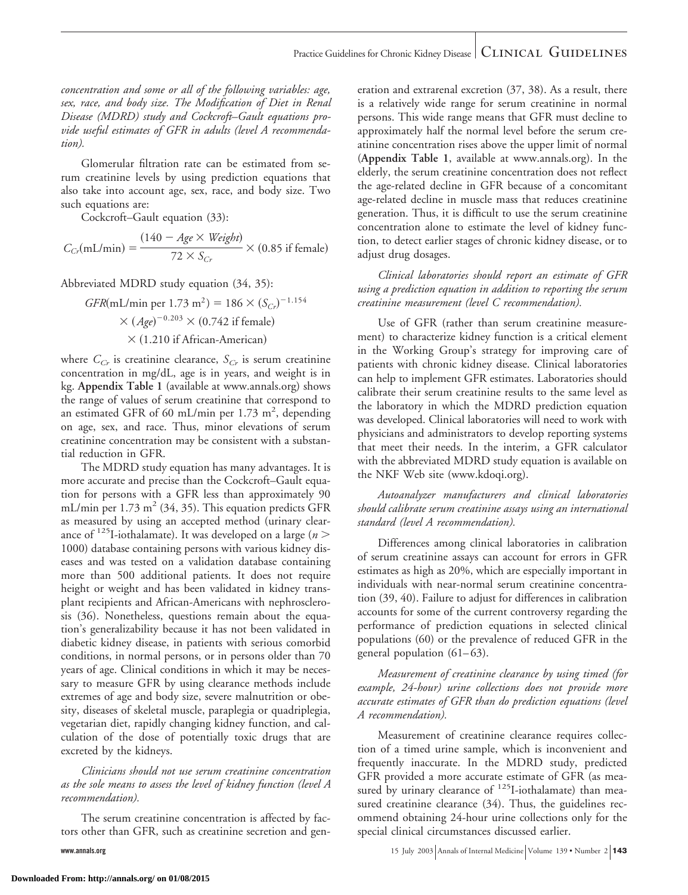*concentration and some or all of the following variables: age, sex, race, and body size. The Modification of Diet in Renal Disease (MDRD) study and Cockcroft–Gault equations provide useful estimates of GFR in adults (level A recommendation).*

Glomerular filtration rate can be estimated from serum creatinine levels by using prediction equations that also take into account age, sex, race, and body size. Two such equations are:

Cockcroft–Gault equation (33):

$$C_{Cr}(\text{mL/min}) = \frac{(140 - Age \times Weight)}{72 \times S_{Cr}} \times (0.85 \text{ if female})$$

Abbreviated MDRD study equation (34, 35):

$$GFR(\text{mL/min per } 1.73 \text{ m}^2) = 186 \times (S_{Cr})^{-1.154} \times (Age)^{-0.203} \times (0.742 \text{ if female}) \times (1.210 \text{ if African-American})$$

where $C_{Cr}$ is creatinine clearance, $S_{Cr}$ is serum creatinine concentration in mg/dL, age is in years, and weight is in kg. **Appendix Table 1** (available at www.annals.org) shows the range of values of serum creatinine that correspond to an estimated GFR of 60 mL/min per 1.73 m$^2$, depending on age, sex, and race. Thus, minor elevations of serum creatinine concentration may be consistent with a substantial reduction in GFR.

The MDRD study equation has many advantages. It is more accurate and precise than the Cockcroft–Gault equation for persons with a GFR less than approximately 90 mL/min per 1.73 m$^2$ (34, 35). This equation predicts GFR as measured by using an accepted method (urinary clearance of $^{125}$I-iothalamate). It was developed on a large ($n >$ 1000) database containing persons with various kidney diseases and was tested on a validation database containing more than 500 additional patients. It does not require height or weight and has been validated in kidney transplant recipients and African-Americans with nephrosclerosis (36). Nonetheless, questions remain about the equation's generalizability because it has not been validated in diabetic kidney disease, in patients with serious comorbid conditions, in normal persons, or in persons older than 70 years of age. Clinical conditions in which it may be necessary to measure GFR by using clearance methods include extremes of age and body size, severe malnutrition or obesity, diseases of skeletal muscle, paraplegia or quadriplegia, vegetarian diet, rapidly changing kidney function, and calculation of the dose of potentially toxic drugs that are excreted by the kidneys.

*Clinicians should not use serum creatinine concentration as the sole means to assess the level of kidney function (level A recommendation).*

The serum creatinine concentration is affected by factors other than GFR, such as creatinine secretion and generation and extrarenal excretion (37, 38). As a result, there is a relatively wide range for serum creatinine in normal persons. This wide range means that GFR must decline to approximately half the normal level before the serum creatinine concentration rises above the upper limit of normal (**Appendix Table 1**, available at www.annals.org). In the elderly, the serum creatinine concentration does not reflect the age-related decline in GFR because of a concomitant age-related decline in muscle mass that reduces creatinine generation. Thus, it is difficult to use the serum creatinine concentration alone to estimate the level of kidney function, to detect earlier stages of chronic kidney disease, or to adjust drug dosages.

*Clinical laboratories should report an estimate of GFR using a prediction equation in addition to reporting the serum creatinine measurement (level C recommendation).*

Use of GFR (rather than serum creatinine measurement) to characterize kidney function is a critical element in the Working Group's strategy for improving care of patients with chronic kidney disease. Clinical laboratories can help to implement GFR estimates. Laboratories should calibrate their serum creatinine results to the same level as the laboratory in which the MDRD prediction equation was developed. Clinical laboratories will need to work with physicians and administrators to develop reporting systems that meet their needs. In the interim, a GFR calculator with the abbreviated MDRD study equation is available on the NKF Web site (www.kdoqi.org).

*Autoanalyzer manufacturers and clinical laboratories should calibrate serum creatinine assays using an international standard (level A recommendation).*

Differences among clinical laboratories in calibration of serum creatinine assays can account for errors in GFR estimates as high as 20%, which are especially important in individuals with near-normal serum creatinine concentration (39, 40). Failure to adjust for differences in calibration accounts for some of the current controversy regarding the performance of prediction equations in selected clinical populations (60) or the prevalence of reduced GFR in the general population (61–63).

*Measurement of creatinine clearance by using timed (for example, 24-hour) urine collections does not provide more accurate estimates of GFR than do prediction equations (level A recommendation).*

Measurement of creatinine clearance requires collection of a timed urine sample, which is inconvenient and frequently inaccurate. In the MDRD study, predicted GFR provided a more accurate estimate of GFR (as measured by urinary clearance of $^{125}$I-iothalamate) than measured creatinine clearance (34). Thus, the guidelines recommend obtaining 24-hour urine collections only for the special clinical circumstances discussed earlier.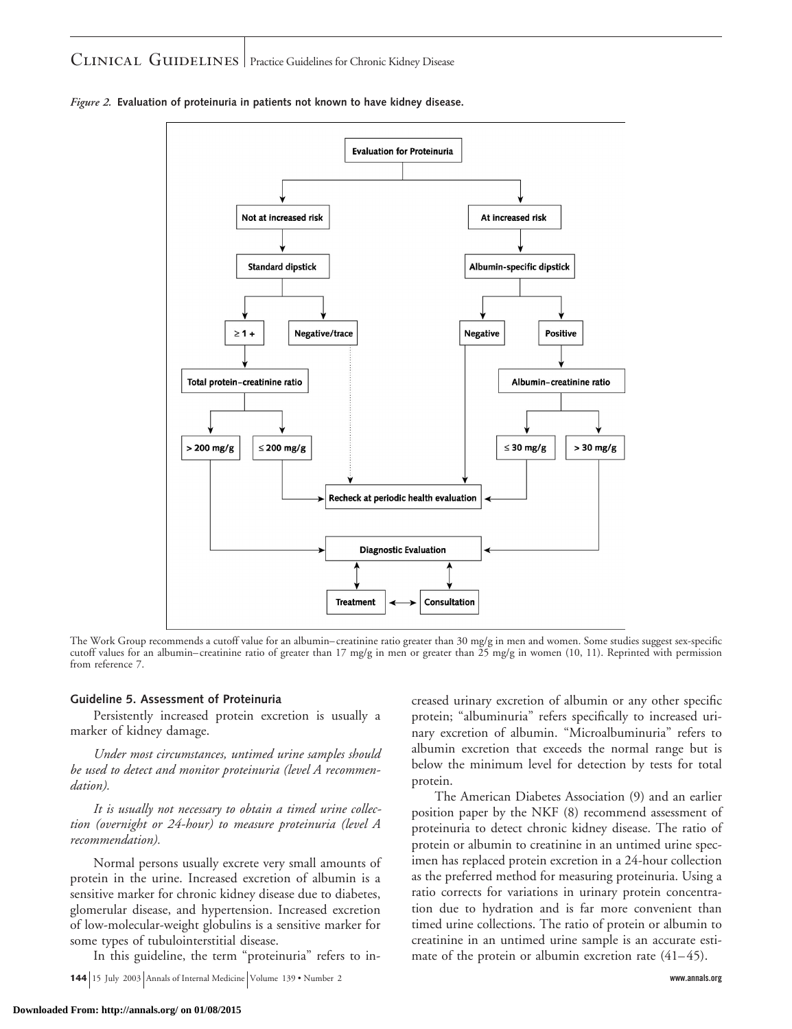*Figure 2.* **Evaluation of proteinuria in patients not known to have kidney disease.**

The Work Group recommends a cutoff value for an albumin–creatinine ratio greater than 30 mg/g in men and women. Some studies suggest sex-specific cutoff values for an albumin–creatinine ratio of greater than 17 mg/g in men or greater than 25 mg/g in women (10, 11). Reprinted with permission from reference 7.

### Guideline 5. Assessment of Proteinuria

Persistently increased protein excretion is usually a marker of kidney damage.

*Under most circumstances, untimed urine samples should be used to detect and monitor proteinuria (level A recommendation).*

*It is usually not necessary to obtain a timed urine collection (overnight or 24-hour) to measure proteinuria (level A recommendation).*

Normal persons usually excrete very small amounts of protein in the urine. Increased excretion of albumin is a sensitive marker for chronic kidney disease due to diabetes, glomerular disease, and hypertension. Increased excretion of low-molecular-weight globulins is a sensitive marker for some types of tubulointerstitial disease.

In this guideline, the term "proteinuria" refers to increased urinary excretion of albumin or any other specific protein; "albuminuria" refers specifically to increased urinary excretion of albumin. "Microalbuminuria" refers to albumin excretion that exceeds the normal range but is below the minimum level for detection by tests for total protein.

The American Diabetes Association (9) and an earlier position paper by the NKF (8) recommend assessment of proteinuria to detect chronic kidney disease. The ratio of protein or albumin to creatinine in an untimed urine specimen has replaced protein excretion in a 24-hour collection as the preferred method for measuring proteinuria. Using a ratio corrects for variations in urinary protein concentration due to hydration and is far more convenient than timed urine collections. The ratio of protein or albumin to creatinine in an untimed urine sample is an accurate estimate of the protein or albumin excretion rate (41–45).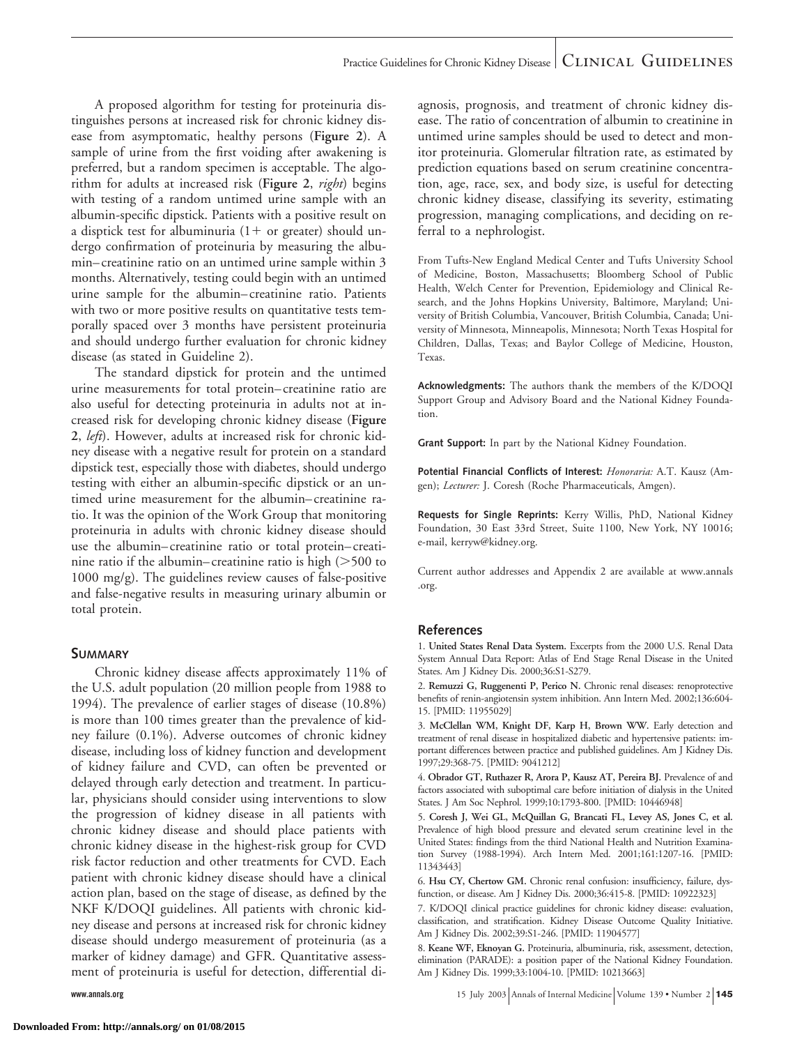A proposed algorithm for testing for proteinuria distinguishes persons at increased risk for chronic kidney disease from asymptomatic, healthy persons (**Figure 2**). A sample of urine from the first voiding after awakening is preferred, but a random specimen is acceptable. The algorithm for adults at increased risk (**Figure 2**, *right*) begins with testing of a random untimed urine sample with an albumin-specific dipstick. Patients with a positive result on a disptick test for albuminuria (1+ or greater) should undergo confirmation of proteinuria by measuring the albumin–creatinine ratio on an untimed urine sample within 3 months. Alternatively, testing could begin with an untimed urine sample for the albumin–creatinine ratio. Patients with two or more positive results on quantitative tests temporally spaced over 3 months have persistent proteinuria and should undergo further evaluation for chronic kidney disease (as stated in Guideline 2).

The standard dipstick for protein and the untimed urine measurements for total protein–creatinine ratio are also useful for detecting proteinuria in adults not at increased risk for developing chronic kidney disease (**Figure 2**, *left*). However, adults at increased risk for chronic kidney disease with a negative result for protein on a standard dipstick test, especially those with diabetes, should undergo testing with either an albumin-specific dipstick or an untimed urine measurement for the albumin–creatinine ratio. It was the opinion of the Work Group that monitoring proteinuria in adults with chronic kidney disease should use the albumin–creatinine ratio or total protein–creatinine ratio if the albumin–creatinine ratio is high (>500 to 1000 mg/g). The guidelines review causes of false-positive and false-negative results in measuring urinary albumin or total protein.

## Summary

Chronic kidney disease affects approximately 11% of the U.S. adult population (20 million people from 1988 to 1994). The prevalence of earlier stages of disease (10.8%) is more than 100 times greater than the prevalence of kidney failure (0.1%). Adverse outcomes of chronic kidney disease, including loss of kidney function and development of kidney failure and CVD, can often be prevented or delayed through early detection and treatment. In particular, physicians should consider using interventions to slow the progression of kidney disease in all patients with chronic kidney disease and should place patients with chronic kidney disease in the highest-risk group for CVD risk factor reduction and other treatments for CVD. Each patient with chronic kidney disease should have a clinical action plan, based on the stage of disease, as defined by the NKF K/DOQI guidelines. All patients with chronic kidney disease and persons at increased risk for chronic kidney disease should undergo measurement of proteinuria (as a marker of kidney damage) and GFR. Quantitative assessment of proteinuria is useful for detection, differential diagnosis, prognosis, and treatment of chronic kidney disease. The ratio of concentration of albumin to creatinine in untimed urine samples should be used to detect and monitor proteinuria. Glomerular filtration rate, as estimated by prediction equations based on serum creatinine concentration, age, race, sex, and body size, is useful for detecting chronic kidney disease, classifying its severity, estimating progression, managing complications, and deciding on referral to a nephrologist.

From Tufts-New England Medical Center and Tufts University School of Medicine, Boston, Massachusetts; Bloomberg School of Public Health, Welch Center for Prevention, Epidemiology and Clinical Research, and the Johns Hopkins University, Baltimore, Maryland; University of British Columbia, Vancouver, British Columbia, Canada; University of Minnesota, Minneapolis, Minnesota; North Texas Hospital for Children, Dallas, Texas; and Baylor College of Medicine, Houston, Texas.

**Acknowledgments:** The authors thank the members of the K/DOQI Support Group and Advisory Board and the National Kidney Foundation.

**Grant Support:** In part by the National Kidney Foundation.

**Potential Financial Conflicts of Interest:** *Honoraria:* A.T. Kausz (Amgen); *Lecturer:* J. Coresh (Roche Pharmaceuticals, Amgen).

**Requests for Single Reprints:** Kerry Willis, PhD, National Kidney Foundation, 30 East 33rd Street, Suite 1100, New York, NY 10016; e-mail, kerryw@kidney.org.

Current author addresses and Appendix 2 are available at www.annals.org.

## References

1. **United States Renal Data System.** Excerpts from the 2000 U.S. Renal Data System Annual Data Report: Atlas of End Stage Renal Disease in the United States. Am J Kidney Dis. 2000;36:S1-S279.
2. **Remuzzi G, Ruggenenti P, Perico N.** Chronic renal diseases: renoprotective benefits of renin-angiotensin system inhibition. Ann Intern Med. 2002;136:604-15. [PMID: 11955029]
3. **McClellan WM, Knight DF, Karp H, Brown WW.** Early detection and treatment of renal disease in hospitalized diabetic and hypertensive patients: important differences between practice and published guidelines. Am J Kidney Dis. 1997;29:368-75. [PMID: 9041212]
4. **Obrador GT, Ruthazer R, Arora P, Kausz AT, Pereira BJ.** Prevalence of and factors associated with suboptimal care before initiation of dialysis in the United States. J Am Soc Nephrol. 1999;10:1793-800. [PMID: 10446948]
5. **Coresh J, Wei GL, McQuillan G, Brancati FL, Levey AS, Jones C, et al.** Prevalence of high blood pressure and elevated serum creatinine level in the United States: findings from the third National Health and Nutrition Examination Survey (1988-1994). Arch Intern Med. 2001;161:1207-16. [PMID: 11343443]
6. **Hsu CY, Chertow GM.** Chronic renal confusion: insufficiency, failure, dysfunction, or disease. Am J Kidney Dis. 2000;36:415-8. [PMID: 10922323]
7. K/DOQI clinical practice guidelines for chronic kidney disease: evaluation, classification, and stratification. Kidney Disease Outcome Quality Initiative. Am J Kidney Dis. 2002;39:S1-246. [PMID: 11904577]
8. **Keane WF, Eknoyan G.** Proteinuria, albuminuria, risk, assessment, detection, elimination (PARADE): a position paper of the National Kidney Foundation. Am J Kidney Dis. 1999;33:1004-10. [PMID: 10213663]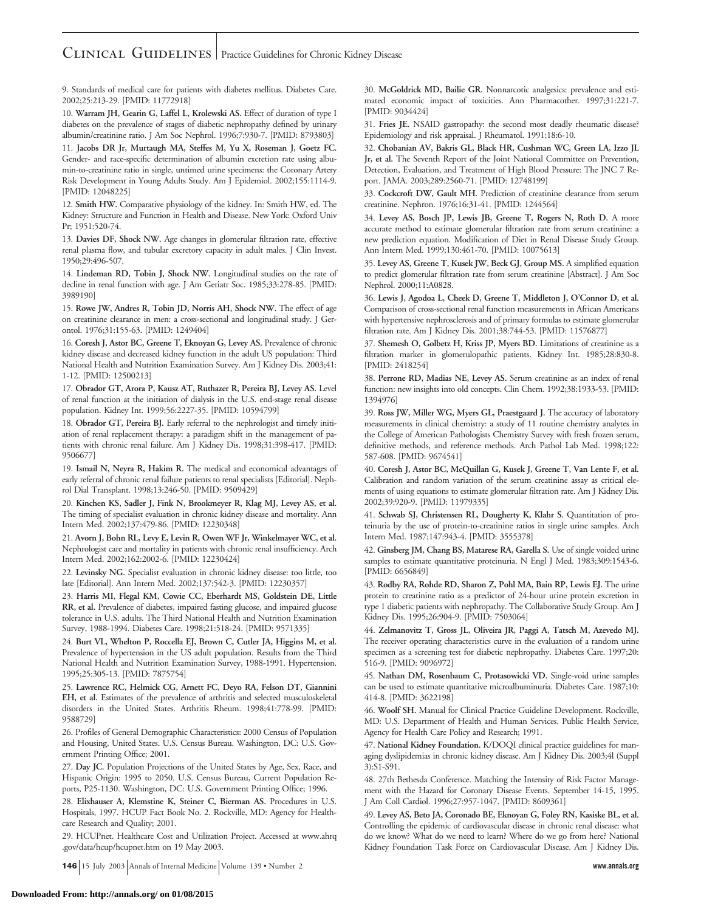9. Standards of medical care for patients with diabetes mellitus. Diabetes Care. 2002;25:213-29. [PMID: 11772918]

10. **Warram JH, Gearin G, Laffel L, Krolewski AS.** Effect of duration of type I diabetes on the prevalence of stages of diabetic nephropathy defined by urinary albumin/creatinine ratio. J Am Soc Nephrol. 1996;7:930-7. [PMID: 8793803]

11. **Jacobs DR Jr, Murtaugh MA, Steffes M, Yu X, Roseman J, Goetz FC.** Gender- and race-specific determination of albumin excretion rate using albumin-to-creatinine ratio in single, untimed urine specimens: the Coronary Artery Risk Development in Young Adults Study. Am J Epidemiol. 2002;155:1114-9. [PMID: 12048225]

12. **Smith HW.** Comparative physiology of the kidney. In: Smith HW, ed. The Kidney: Structure and Function in Health and Disease. New York: Oxford Univ Pr; 1951:520-74.

13. **Davies DF, Shock NW.** Age changes in glomerular filtration rate, effective renal plasma flow, and tubular excretory capacity in adult males. J Clin Invest. 1950;29:496-507.

14. **Lindeman RD, Tobin J, Shock NW.** Longitudinal studies on the rate of decline in renal function with age. J Am Geriatr Soc. 1985;33:278-85. [PMID: 3989190]

15. **Rowe JW, Andres R, Tobin JD, Norris AH, Shock NW.** The effect of age on creatinine clearance in men: a cross-sectional and longitudinal study. J Gerontol. 1976;31:155-63. [PMID: 1249404]

16. **Coresh J, Astor BC, Greene T, Eknoyan G, Levey AS.** Prevalence of chronic kidney disease and decreased kidney function in the adult US population: Third National Health and Nutrition Examination Survey. Am J Kidney Dis. 2003;41: 1-12. [PMID: 12500213]

17. **Obrador GT, Arora P, Kausz AT, Ruthazer R, Pereira BJ, Levey AS.** Level of renal function at the initiation of dialysis in the U.S. end-stage renal disease population. Kidney Int. 1999;56:2227-35. [PMID: 10594799]

18. **Obrador GT, Pereira BJ.** Early referral to the nephrologist and timely initiation of renal replacement therapy: a paradigm shift in the management of patients with chronic renal failure. Am J Kidney Dis. 1998;31:398-417. [PMID: 9506677]

19. **Ismail N, Neyra R, Hakim R.** The medical and economical advantages of early referral of chronic renal failure patients to renal specialists [Editorial]. Nephrol Dial Transplant. 1998;13:246-50. [PMID: 9509429]

20. **Kinchen KS, Sadler J, Fink N, Brookmeyer R, Klag MJ, Levey AS, et al.** The timing of specialist evaluation in chronic kidney disease and mortality. Ann Intern Med. 2002;137:479-86. [PMID: 12230348]

21. **Avorn J, Bohn RL, Levy E, Levin R, Owen WF Jr, Winkelmayer WC, et al.** Nephrologist care and mortality in patients with chronic renal insufficiency. Arch Intern Med. 2002;162:2002-6. [PMID: 12230424]

22. **Levinsky NG.** Specialist evaluation in chronic kidney disease: too little, too late [Editorial]. Ann Intern Med. 2002;137:542-3. [PMID: 12230357]

23. **Harris MI, Flegal KM, Cowie CC, Eberhardt MS, Goldstein DE, Little RR, et al.** Prevalence of diabetes, impaired fasting glucose, and impaired glucose tolerance in U.S. adults. The Third National Health and Nutrition Examination Survey, 1988-1994. Diabetes Care. 1998;21:518-24. [PMID: 9571335]

24. **Burt VL, Whelton P, Roccella EJ, Brown C, Cutler JA, Higgins M, et al.** Prevalence of hypertension in the US adult population. Results from the Third National Health and Nutrition Examination Survey, 1988-1991. Hypertension. 1995;25:305-13. [PMID: 7875754]

25. **Lawrence RC, Helmick CG, Arnett FC, Deyo RA, Felson DT, Giannini EH, et al.** Estimates of the prevalence of arthritis and selected musculoskeletal disorders in the United States. Arthritis Rheum. 1998;41:778-99. [PMID: 9588729]

26. Profiles of General Demographic Characteristics: 2000 Census of Population and Housing, United States. U.S. Census Bureau. Washington, DC: U.S. Government Printing Office; 2001.

27. **Day JC.** Population Projections of the United States by Age, Sex, Race, and Hispanic Origin: 1995 to 2050. U.S. Census Bureau, Current Population Reports, P25-1130. Washington, DC: U.S. Government Printing Office; 1996.

28. **Elixhauser A, Klemstine K, Steiner C, Bierman AS.** Procedures in U.S. Hospitals, 1997. HCUP Fact Book No. 2. Rockville, MD: Agency for Healthcare Research and Quality; 2001.

29. HCUPnet. Healthcare Cost and Utilization Project. Accessed at www.ahrq.gov/data/hcup/hcupnet.htm on 19 May 2003.

30. **McGoldrick MD, Bailie GR.** Nonnarcotic analgesics: prevalence and estimated economic impact of toxicities. Ann Pharmacother. 1997;31:221-7. [PMID: 9034424]

31. **Fries JE.** NSAID gastropathy: the second most deadly rheumatic disease? Epidemiology and risk appraisal. J Rheumatol. 1991;18:6-10.

32. **Chobanian AV, Bakris GL, Black HR, Cushman WC, Green LA, Izzo JL Jr, et al.** The Seventh Report of the Joint National Committee on Prevention, Detection, Evaluation, and Treatment of High Blood Pressure: The JNC 7 Report. JAMA. 2003;289:2560-71. [PMID: 12748199]

33. **Cockcroft DW, Gault MH.** Prediction of creatinine clearance from serum creatinine. Nephron. 1976;16:31-41. [PMID: 1244564]

34. **Levey AS, Bosch JP, Lewis JB, Greene T, Rogers N, Roth D.** A more accurate method to estimate glomerular filtration rate from serum creatinine: a new prediction equation. Modification of Diet in Renal Disease Study Group. Ann Intern Med. 1999;130:461-70. [PMID: 10075613]

35. **Levey AS, Greene T, Kusek JW, Beck GJ, Group MS.** A simplified equation to predict glomerular filtration rate from serum creatinine [Abstract]. J Am Soc Nephrol. 2000;11:A0828.

36. **Lewis J, Agodoa L, Cheek D, Greene T, Middleton J, O'Connor D, et al.** Comparison of cross-sectional renal function measurements in African Americans with hypertensive nephrosclerosis and of primary formulas to estimate glomerular filtration rate. Am J Kidney Dis. 2001;38:744-53. [PMID: 11576877]

37. **Shemesh O, Golbetz H, Kriss JP, Myers BD.** Limitations of creatinine as a filtration marker in glomerulopathic patients. Kidney Int. 1985;28:830-8. [PMID: 2418254]

38. **Perrone RD, Madias NE, Levey AS.** Serum creatinine as an index of renal function: new insights into old concepts. Clin Chem. 1992;38:1933-53. [PMID: 1394976]

39. **Ross JW, Miller WG, Myers GL, Praestgaard J.** The accuracy of laboratory measurements in clinical chemistry: a study of 11 routine chemistry analytes in the College of American Pathologists Chemistry Survey with fresh frozen serum, definitive methods, and reference methods. Arch Pathol Lab Med. 1998;122: 587-608. [PMID: 9674541]

40. **Coresh J, Astor BC, McQuillan G, Kusek J, Greene T, Van Lente F, et al.** Calibration and random variation of the serum creatinine assay as critical elements of using equations to estimate glomerular filtration rate. Am J Kidney Dis. 2002;39:920-9. [PMID: 11979335]

41. **Schwab SJ, Christensen RL, Dougherty K, Klahr S.** Quantitation of proteinuria by the use of protein-to-creatinine ratios in single urine samples. Arch Intern Med. 1987;147:943-4. [PMID: 3555378]

42. **Ginsberg JM, Chang BS, Matarese RA, Garella S.** Use of single voided urine samples to estimate quantitative proteinuria. N Engl J Med. 1983;309:1543-6. [PMID: 6656849]

43. **Rodby RA, Rohde RD, Sharon Z, Pohl MA, Bain RP, Lewis EJ.** The urine protein to creatinine ratio as a predictor of 24-hour urine protein excretion in type 1 diabetic patients with nephropathy. The Collaborative Study Group. Am J Kidney Dis. 1995;26:904-9. [PMID: 7503064]

44. **Zelmanovitz T, Gross JL, Oliveira JR, Paggi A, Tatsch M, Azevedo MJ.** The receiver operating characteristics curve in the evaluation of a random urine specimen as a screening test for diabetic nephropathy. Diabetes Care. 1997;20: 516-9. [PMID: 9096972]

45. **Nathan DM, Rosenbaum C, Protasowicki VD.** Single-void urine samples can be used to estimate quantitative microalbuminuria. Diabetes Care. 1987;10: 414-8. [PMID: 3622198]

46. **Woolf SH.** Manual for Clinical Practice Guideline Development. Rockville, MD: U.S. Department of Health and Human Services, Public Health Service, Agency for Health Care Policy and Research; 1991.

47. **National Kidney Foundation.** K/DOQI clinical practice guidelines for managing dyslipidemias in chronic kidney disease. Am J Kidney Dis. 2003;4l (Suppl 3):S1-S91.

48. 27th Bethesda Conference. Matching the Intensity of Risk Factor Management with the Hazard for Coronary Disease Events. September 14-15, 1995. J Am Coll Cardiol. 1996;27:957-1047. [PMID: 8609361]

49. **Levey AS, Beto JA, Coronado BE, Eknoyan G, Foley RN, Kasiske BL, et al.** Controlling the epidemic of cardiovascular disease in chronic renal disease: what do we know? What do we need to learn? Where do we go from here? National Kidney Foundation Task Force on Cardiovascular Disease. Am J Kidney Dis.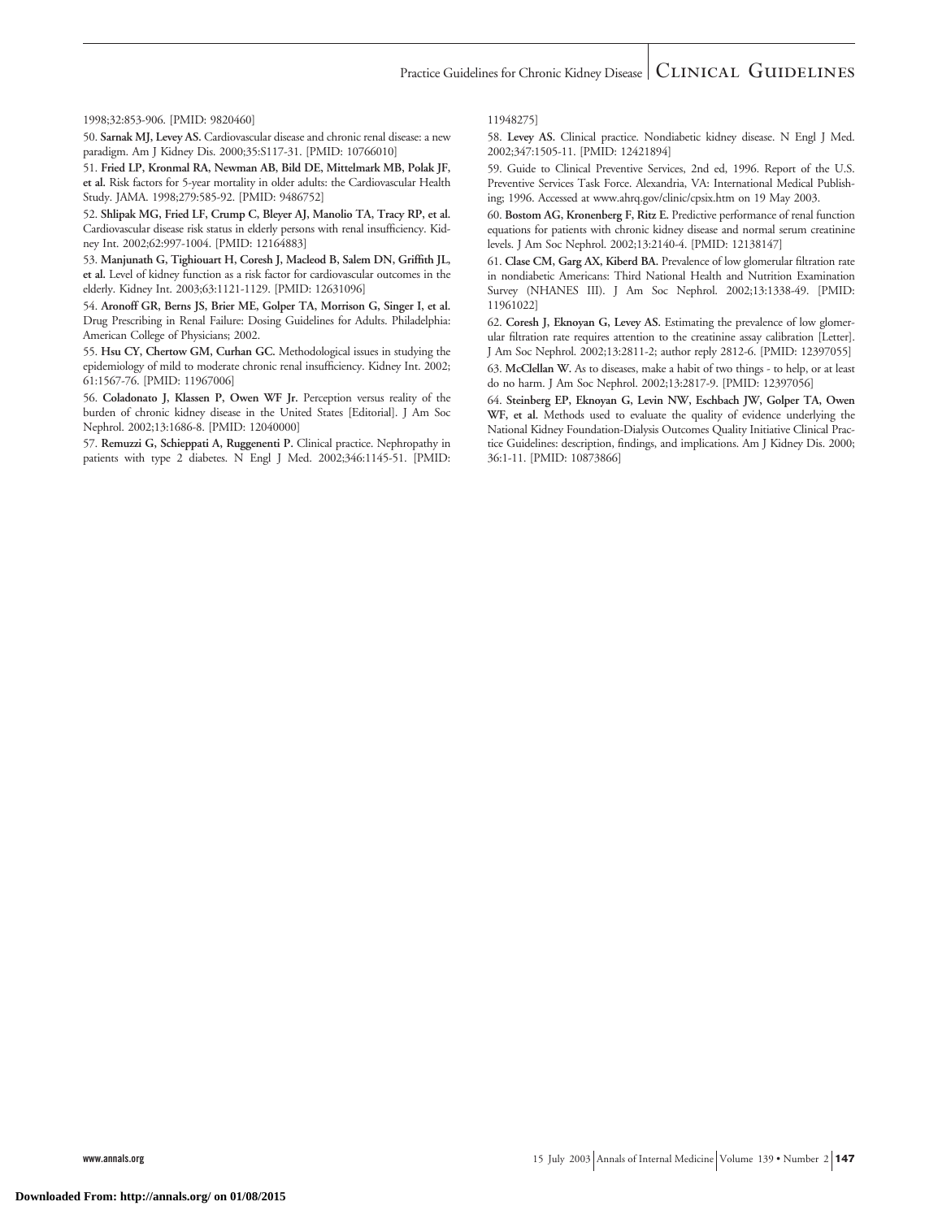1998;32:853-906. [PMID: 9820460]

50. **Sarnak MJ, Levey AS.** Cardiovascular disease and chronic renal disease: a new paradigm. Am J Kidney Dis. 2000;35:S117-31. [PMID: 10766010]

51. **Fried LP, Kronmal RA, Newman AB, Bild DE, Mittelmark MB, Polak JF, et al.** Risk factors for 5-year mortality in older adults: the Cardiovascular Health Study. JAMA. 1998;279:585-92. [PMID: 9486752]

52. **Shlipak MG, Fried LF, Crump C, Bleyer AJ, Manolio TA, Tracy RP, et al.** Cardiovascular disease risk status in elderly persons with renal insufficiency. Kidney Int. 2002;62:997-1004. [PMID: 12164883]

53. **Manjunath G, Tighiouart H, Coresh J, Macleod B, Salem DN, Griffith JL, et al.** Level of kidney function as a risk factor for cardiovascular outcomes in the elderly. Kidney Int. 2003;63:1121-1129. [PMID: 12631096]

54. **Aronoff GR, Berns JS, Brier ME, Golper TA, Morrison G, Singer I, et al.** Drug Prescribing in Renal Failure: Dosing Guidelines for Adults. Philadelphia: American College of Physicians; 2002.

55. **Hsu CY, Chertow GM, Curhan GC.** Methodological issues in studying the epidemiology of mild to moderate chronic renal insufficiency. Kidney Int. 2002; 61:1567-76. [PMID: 11967006]

56. **Coladonato J, Klassen P, Owen WF Jr.** Perception versus reality of the burden of chronic kidney disease in the United States [Editorial]. J Am Soc Nephrol. 2002;13:1686-8. [PMID: 12040000]

57. **Remuzzi G, Schieppati A, Ruggenenti P.** Clinical practice. Nephropathy in patients with type 2 diabetes. N Engl J Med. 2002;346:1145-51. [PMID: 11948275]

58. **Levey AS.** Clinical practice. Nondiabetic kidney disease. N Engl J Med. 2002;347:1505-11. [PMID: 12421894]

59. Guide to Clinical Preventive Services, 2nd ed, 1996. Report of the U.S. Preventive Services Task Force. Alexandria, VA: International Medical Publishing; 1996. Accessed at www.ahrq.gov/clinic/cpsix.htm on 19 May 2003.

60. **Bostom AG, Kronenberg F, Ritz E.** Predictive performance of renal function equations for patients with chronic kidney disease and normal serum creatinine levels. J Am Soc Nephrol. 2002;13:2140-4. [PMID: 12138147]

61. **Clase CM, Garg AX, Kiberd BA.** Prevalence of low glomerular filtration rate in nondiabetic Americans: Third National Health and Nutrition Examination Survey (NHANES III). J Am Soc Nephrol. 2002;13:1338-49. [PMID: 11961022]

62. **Coresh J, Eknoyan G, Levey AS.** Estimating the prevalence of low glomerular filtration rate requires attention to the creatinine assay calibration [Letter]. J Am Soc Nephrol. 2002;13:2811-2; author reply 2812-6. [PMID: 12397055]

63. **McClellan W.** As to diseases, make a habit of two things - to help, or at least do no harm. J Am Soc Nephrol. 2002;13:2817-9. [PMID: 12397056]

64. **Steinberg EP, Eknoyan G, Levin NW, Eschbach JW, Golper TA, Owen WF, et al.** Methods used to evaluate the quality of evidence underlying the National Kidney Foundation-Dialysis Outcomes Quality Initiative Clinical Practice Guidelines: description, findings, and implications. Am J Kidney Dis. 2000; 36:1-11. [PMID: 10873866]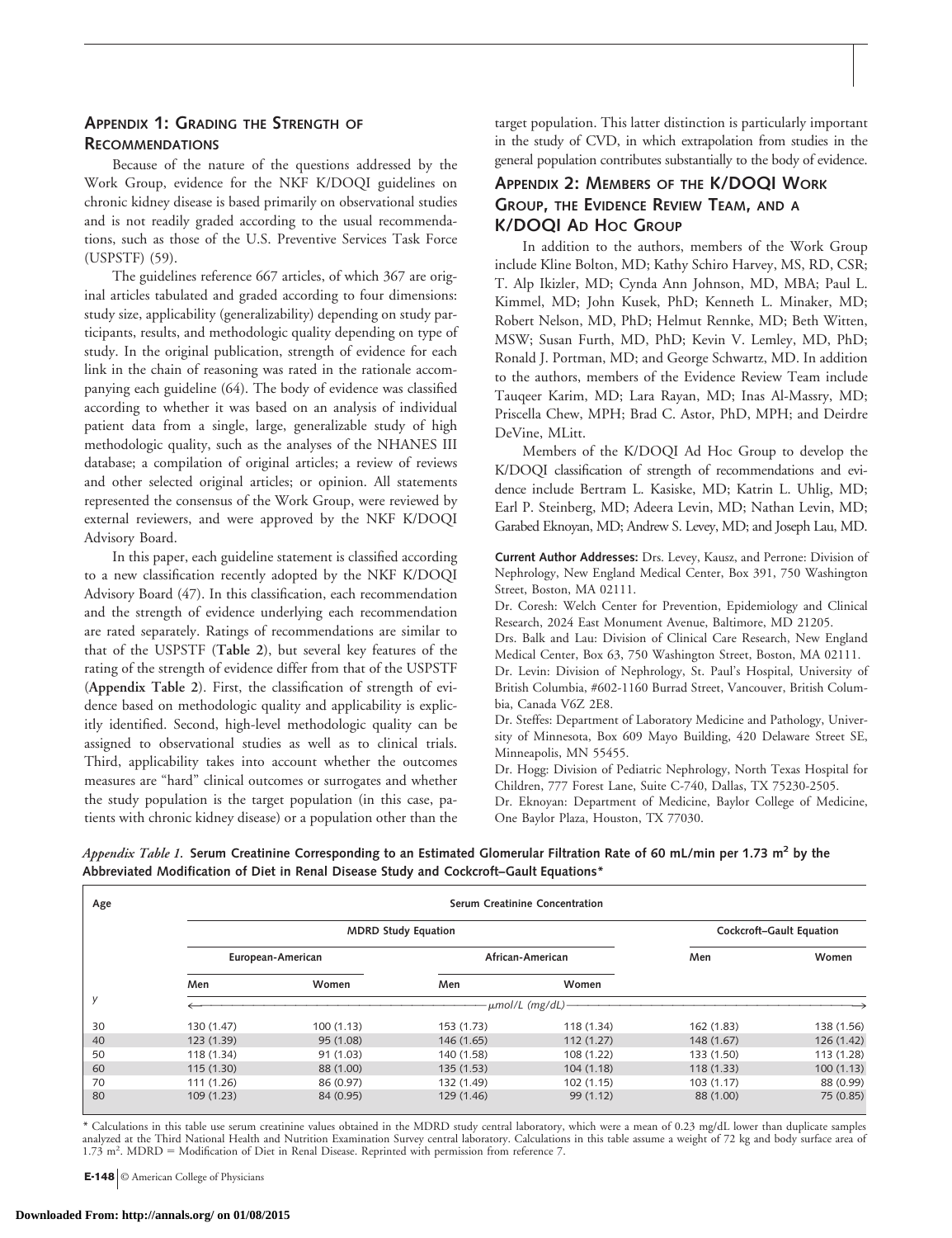## Appendix 1: Grading the Strength of Recommendations

Because of the nature of the questions addressed by the Work Group, evidence for the NKF K/DOQI guidelines on chronic kidney disease is based primarily on observational studies and is not readily graded according to the usual recommendations, such as those of the U.S. Preventive Services Task Force (USPSTF) (59).

The guidelines reference 667 articles, of which 367 are original articles tabulated and graded according to four dimensions: study size, applicability (generalizability) depending on study participants, results, and methodologic quality depending on type of study. In the original publication, strength of evidence for each link in the chain of reasoning was rated in the rationale accompanying each guideline (64). The body of evidence was classified according to whether it was based on an analysis of individual patient data from a single, large, generalizable study of high methodologic quality, such as the analyses of the NHANES III database; a compilation of original articles; a review of reviews and other selected original articles; or opinion. All statements represented the consensus of the Work Group, were reviewed by external reviewers, and were approved by the NKF K/DOQI Advisory Board.

In this paper, each guideline statement is classified according to a new classification recently adopted by the NKF K/DOQI Advisory Board (47). In this classification, each recommendation and the strength of evidence underlying each recommendation are rated separately. Ratings of recommendations are similar to that of the USPSTF (**Table 2**), but several key features of the rating of the strength of evidence differ from that of the USPSTF (**Appendix Table 2**). First, the classification of strength of evidence based on methodologic quality and applicability is explicitly identified. Second, high-level methodologic quality can be assigned to observational studies as well as to clinical trials. Third, applicability takes into account whether the outcomes measures are "hard" clinical outcomes or surrogates and whether the study population is the target population (in this case, patients with chronic kidney disease) or a population other than the target population. This latter distinction is particularly important in the study of CVD, in which extrapolation from studies in the general population contributes substantially to the body of evidence.

## Appendix 2: Members of the K/DOQI Work Group, the Evidence Review Team, and a K/DOQI Ad Hoc Group

In addition to the authors, members of the Work Group include Kline Bolton, MD; Kathy Schiro Harvey, MS, RD, CSR; T. Alp Ikizler, MD; Cynda Ann Johnson, MD, MBA; Paul L. Kimmel, MD; John Kusek, PhD; Kenneth L. Minaker, MD; Robert Nelson, MD, PhD; Helmut Rennke, MD; Beth Witten, MSW; Susan Furth, MD, PhD; Kevin V. Lemley, MD, PhD; Ronald J. Portman, MD; and George Schwartz, MD. In addition to the authors, members of the Evidence Review Team include Tauqeer Karim, MD; Lara Rayan, MD; Inas Al-Massry, MD; Priscella Chew, MPH; Brad C. Astor, PhD, MPH; and Deirdre DeVine, MLitt.

Members of the K/DOQI Ad Hoc Group to develop the K/DOQI classification of strength of recommendations and evidence include Bertram L. Kasiske, MD; Katrin L. Uhlig, MD; Earl P. Steinberg, MD; Adeera Levin, MD; Nathan Levin, MD; Garabed Eknoyan, MD; Andrew S. Levey, MD; and Joseph Lau, MD.

**Current Author Addresses:** Drs. Levey, Kausz, and Perrone: Division of Nephrology, New England Medical Center, Box 391, 750 Washington Street, Boston, MA 02111.

Dr. Coresh: Welch Center for Prevention, Epidemiology and Clinical Research, 2024 East Monument Avenue, Baltimore, MD 21205.

Drs. Balk and Lau: Division of Clinical Care Research, New England Medical Center, Box 63, 750 Washington Street, Boston, MA 02111.

Dr. Levin: Division of Nephrology, St. Paul's Hospital, University of British Columbia, #602-1160 Burrad Street, Vancouver, British Columbia, Canada V6Z 2E8.

Dr. Steffes: Department of Laboratory Medicine and Pathology, University of Minnesota, Box 609 Mayo Building, 420 Delaware Street SE, Minneapolis, MN 55455.

Dr. Hogg: Division of Pediatric Nephrology, North Texas Hospital for Children, 777 Forest Lane, Suite C-740, Dallas, TX 75230-2505.

Dr. Eknoyan: Department of Medicine, Baylor College of Medicine, One Baylor Plaza, Houston, TX 77030.

*Appendix Table 1.* **Serum Creatinine Corresponding to an Estimated Glomerular Filtration Rate of 60 mL/min per 1.73 m² by the Abbreviated Modification of Diet in Renal Disease Study and Cockcroft–Gault Equations***

| Age | Serum Creatinine Concentration | | | | | |
|---|---|---|---|---|---|---|
| | MDRD Study Equation | | | | Cockcroft–Gault Equation | |
| | European-American | | African-American | | Men | Women |
| | Men | Women | Men | Women | | |
| y | μmol/L (mg/dL) | | | | | |
| 30 | 130 (1.47) | 100 (1.13) | 153 (1.73) | 118 (1.34) | 162 (1.83) | 138 (1.56) |
| 40 | 123 (1.39) | 95 (1.08) | 146 (1.65) | 112 (1.27) | 148 (1.67) | 126 (1.42) |
| 50 | 118 (1.34) | 91 (1.03) | 140 (1.58) | 108 (1.22) | 133 (1.50) | 113 (1.28) |
| 60 | 115 (1.30) | 88 (1.00) | 135 (1.53) | 104 (1.18) | 118 (1.33) | 100 (1.13) |
| 70 | 111 (1.26) | 86 (0.97) | 132 (1.49) | 102 (1.15) | 103 (1.17) | 88 (0.99) |
| 80 | 109 (1.23) | 84 (0.95) | 129 (1.46) | 99 (1.12) | 88 (1.00) | 75 (0.85) |

\* Calculations in this table use serum creatinine values obtained in the MDRD study central laboratory, which were a mean of 0.23 mg/dL lower than duplicate samples analyzed at the Third National Health and Nutrition Examination Survey central laboratory. Calculations in this table assume a weight of 72 kg and body surface area of 1.73 m². MDRD = Modification of Diet in Renal Disease. Reprinted with permission from reference 7.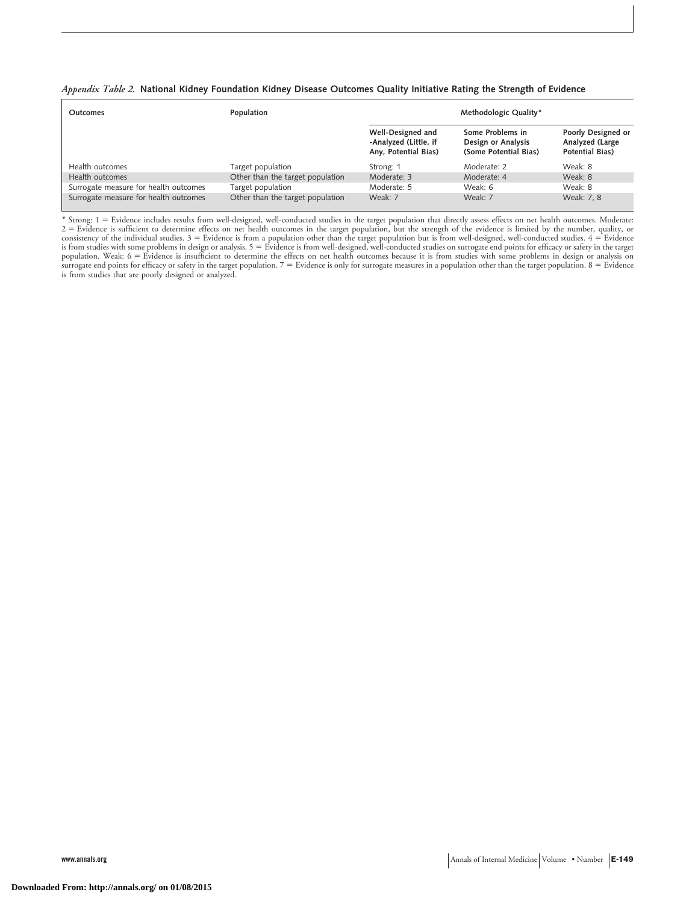*Appendix Table 2.* **National Kidney Foundation Kidney Disease Outcomes Quality Initiative Rating the Strength of Evidence**

| Outcomes | Population | Methodologic Quality* | | |
|---|---|---|---|---|
| | | Well-Designed and -Analyzed (Little, if Any, Potential Bias) | Some Problems in Design or Analysis (Some Potential Bias) | Poorly Designed or Analyzed (Large Potential Bias) |
| Health outcomes | Target population | Strong: 1 | Moderate: 2 | Weak: 8 |
| Health outcomes | Other than the target population | Moderate: 3 | Moderate: 4 | Weak: 8 |
| Surrogate measure for health outcomes | Target population | Moderate: 5 | Weak: 6 | Weak: 8 |
| Surrogate measure for health outcomes | Other than the target population | Weak: 7 | Weak: 7 | Weak: 7, 8 |

* Strong: 1 = Evidence includes results from well-designed, well-conducted studies in the target population that directly assess effects on net health outcomes. Moderate: 2 = Evidence is sufficient to determine effects on net health outcomes in the target population, but the strength of the evidence is limited by the number, quality, or consistency of the individual studies. 3 = Evidence is from a population other than the target population but is from well-designed, well-conducted studies. 4 = Evidence is from studies with some problems in design or analysis. 5 = Evidence is from well-designed, well-conducted studies on surrogate end points for efficacy or safety in the target population. Weak: 6 = Evidence is insufficient to determine the effects on net health outcomes because it is from studies with some problems in design or analysis on surrogate end points for efficacy or safety in the target population. 7 = Evidence is only for surrogate measures in a population other than the target population. 8 = Evidence is from studies that are poorly designed or analyzed.